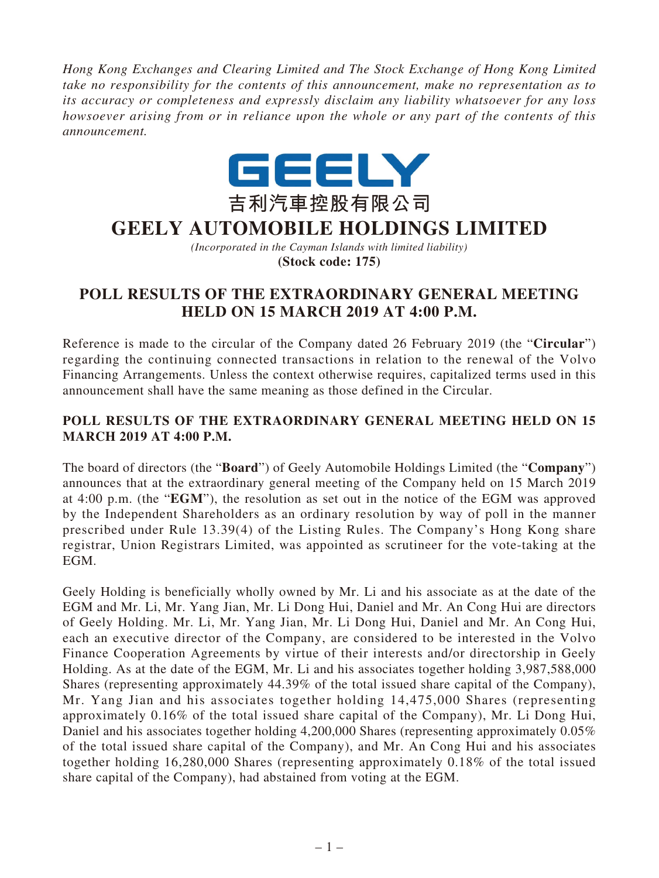*Hong Kong Exchanges and Clearing Limited and The Stock Exchange of Hong Kong Limited take no responsibility for the contents of this announcement, make no representation as to its accuracy or completeness and expressly disclaim any liability whatsoever for any loss howsoever arising from or in reliance upon the whole or any part of the contents of this announcement.*

GEELY

吉利汽車控股有限公司

# GEELY AUTOMOBILE HOLDINGS LIMITED

*(Incorporated in the Cayman Islands with limited liability)*

**(Stock code: 175)**

## POLL RESULTS OF THE EXTRAORDINARY GENERAL MEETING HELD ON 15 MARCH 2019 AT 4:00 P.M.

Reference is made to the circular of the Company dated 26 February 2019 (the "**Circular**") regarding the continuing connected transactions in relation to the renewal of the Volvo Financing Arrangements. Unless the context otherwise requires, capitalized terms used in this announcement shall have the same meaning as those defined in the Circular.

### POLL RESULTS OF THE EXTRAORDINARY GENERAL MEETING HELD ON 15 MARCH 2019 AT 4:00 P.M.

The board of directors (the "**Board**") of Geely Automobile Holdings Limited (the "**Company**") announces that at the extraordinary general meeting of the Company held on 15 March 2019 at 4:00 p.m. (the "**EGM**"), the resolution as set out in the notice of the EGM was approved by the Independent Shareholders as an ordinary resolution by way of poll in the manner prescribed under Rule 13.39(4) of the Listing Rules. The Company's Hong Kong share registrar, Union Registrars Limited, was appointed as scrutineer for the vote-taking at the EGM.

Geely Holding is beneficially wholly owned by Mr. Li and his associate as at the date of the EGM and Mr. Li, Mr. Yang Jian, Mr. Li Dong Hui, Daniel and Mr. An Cong Hui are directors of Geely Holding. Mr. Li, Mr. Yang Jian, Mr. Li Dong Hui, Daniel and Mr. An Cong Hui, each an executive director of the Company, are considered to be interested in the Volvo Finance Cooperation Agreements by virtue of their interests and/or directorship in Geely Holding. As at the date of the EGM, Mr. Li and his associates together holding 3,987,588,000 Shares (representing approximately 44.39% of the total issued share capital of the Company), Mr. Yang Jian and his associates together holding 14,475,000 Shares (representing approximately 0.16% of the total issued share capital of the Company), Mr. Li Dong Hui, Daniel and his associates together holding 4,200,000 Shares (representing approximately 0.05% of the total issued share capital of the Company), and Mr. An Cong Hui and his associates together holding 16,280,000 Shares (representing approximately 0.18% of the total issued share capital of the Company), had abstained from voting at the EGM.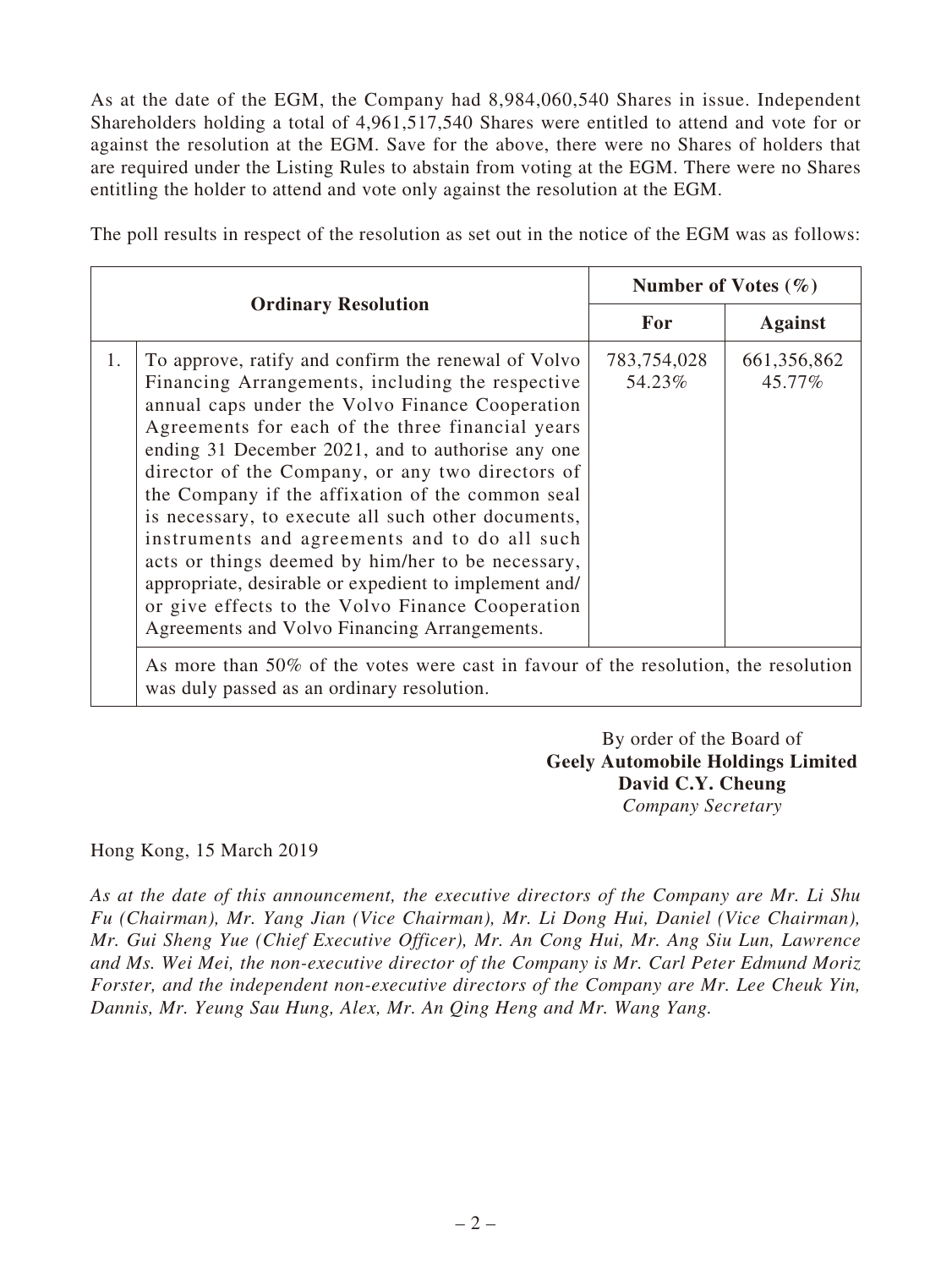As at the date of the EGM, the Company had 8,984,060,540 Shares in issue. Independent Shareholders holding a total of 4,961,517,540 Shares were entitled to attend and vote for or against the resolution at the EGM. Save for the above, there were no Shares of holders that are required under the Listing Rules to abstain from voting at the EGM. There were no Shares entitling the holder to attend and vote only against the resolution at the EGM.

The poll results in respect of the resolution as set out in the notice of the EGM was as follows:

| Ordinary Resolution | | Number of Votes (%) | |
|---|---|---|---|
| | | **For** | **Against** |
| 1. | To approve, ratify and confirm the renewal of Volvo Financing Arrangements, including the respective annual caps under the Volvo Finance Cooperation Agreements for each of the three financial years ending 31 December 2021, and to authorise any one director of the Company, or any two directors of the Company if the affixation of the common seal is necessary, to execute all such other documents, instruments and agreements and to do all such acts or things deemed by him/her to be necessary, appropriate, desirable or expedient to implement and/or give effects to the Volvo Finance Cooperation Agreements and Volvo Financing Arrangements. | 783,754,028<br>54.23% | 661,356,862<br>45.77% |
| | As more than 50% of the votes were cast in favour of the resolution, the resolution was duly passed as an ordinary resolution. | | |

By order of the Board of
**Geely Automobile Holdings Limited**
**David C.Y. Cheung**
*Company Secretary*

Hong Kong, 15 March 2019

*As at the date of this announcement, the executive directors of the Company are Mr. Li Shu Fu (Chairman), Mr. Yang Jian (Vice Chairman), Mr. Li Dong Hui, Daniel (Vice Chairman), Mr. Gui Sheng Yue (Chief Executive Officer), Mr. An Cong Hui, Mr. Ang Siu Lun, Lawrence and Ms. Wei Mei, the non-executive director of the Company is Mr. Carl Peter Edmund Moriz Forster, and the independent non-executive directors of the Company are Mr. Lee Cheuk Yin, Dannis, Mr. Yeung Sau Hung, Alex, Mr. An Qing Heng and Mr. Wang Yang.*